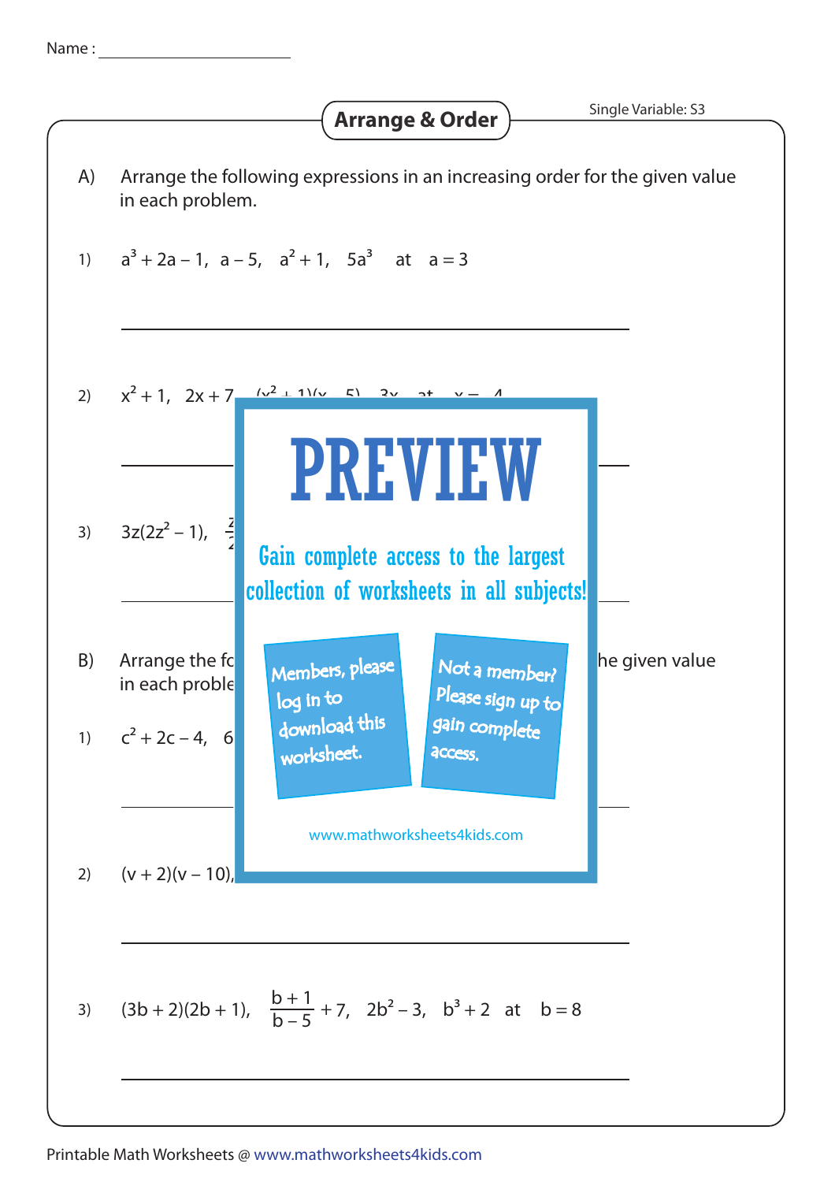Name : ____________________

# Arrange & Order

Single Variable: S3

A) Arrange the following expressions in an increasing order for the given value in each problem.

1) $a^3 + 2a - 1$, $a - 5$, $a^2 + 1$, $5a^3$ at $a = 3$

______________________________

2) $x^2 + 1$, $2x + 7$, ...

______________________________

3) $3z(2z^2 - 1)$, ...

______________________________

PREVIEW

Gain complete access to the largest collection of worksheets in all subjects!

Members, please log in to download this worksheet.

Not a member? Please sign up to gain complete access.

www.mathworksheets4kids.com

B) Arrange the fo... the given value in each proble...

1) $c^2 + 2c - 4$, 6...

______________________________

2) $(v + 2)(v - 10)$, ...

______________________________

3) $(3b + 2)(2b + 1)$, $\frac{b + 1}{b - 5} + 7$, $2b^2 - 3$, $b^3 + 2$ at $b = 8$

______________________________

Printable Math Worksheets @ www.mathworksheets4kids.com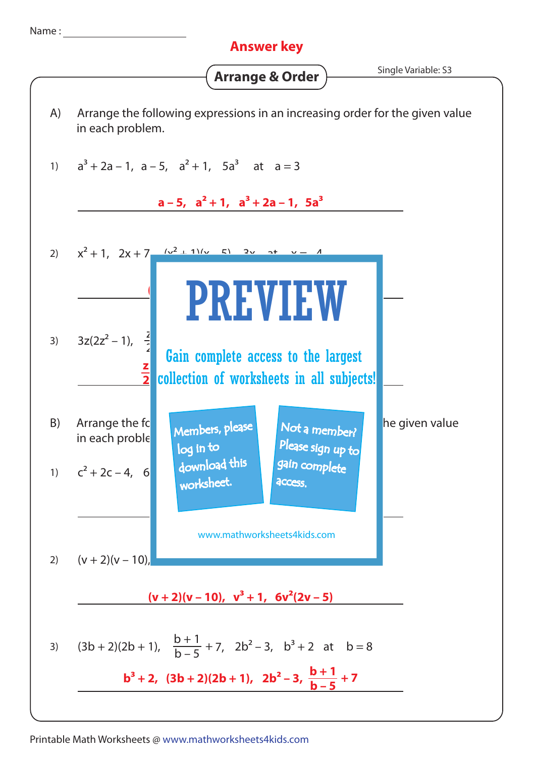Name : ____________________

**Answer key**

## Arrange & Order

Single Variable: S3

A) Arrange the following expressions in an increasing order for the given value in each problem.

1) $a^3 + 2a - 1$, $a - 5$, $a^2 + 1$, $5a^3$ at $a = 3$

**$a - 5$, $a^2 + 1$, $a^3 + 2a - 1$, $5a^3$**

2) $x^2 + 1$, $2x + 7$, $(x^2 + 1)(x - 5)$, $3x$ at $x = -4$

3) $3z(2z^2 - 1)$,

B) Arrange the fo... he given value in each proble...

1) $c^2 + 2c - 4$, 6

2) $(v + 2)(v - 10)$,

**$(v + 2)(v - 10)$, $v^3 + 1$, $6v^2(2v - 5)$**

3) $(3b + 2)(2b + 1)$, $\frac{b+1}{b-5} + 7$, $2b^2 - 3$, $b^3 + 2$ at $b = 8$

**$b^3 + 2$, $(3b + 2)(2b + 1)$, $2b^2 - 3$, $\frac{b+1}{b-5} + 7$**

PREVIEW

Gain complete access to the largest collection of worksheets in all subjects!

Members, please log in to download this worksheet.

Not a member? Please sign up to gain complete access.

www.mathworksheets4kids.com

Printable Math Worksheets @ www.mathworksheets4kids.com